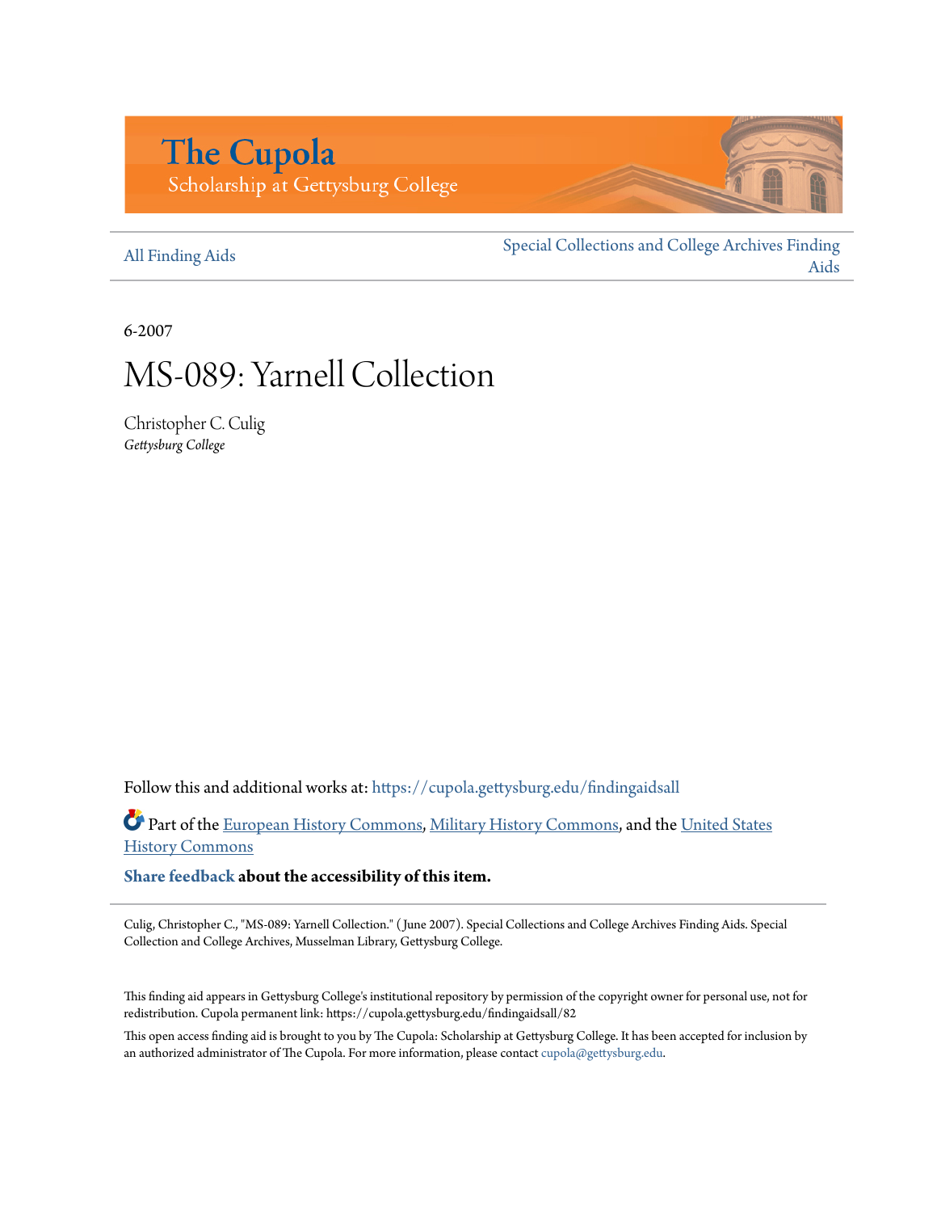The Cupola
Scholarship at Gettysburg College

All Finding Aids

Special Collections and College Archives Finding Aids

6-2007

# MS-089: Yarnell Collection

Christopher C. Culig
*Gettysburg College*

Follow this and additional works at: https://cupola.gettysburg.edu/findingaidsall

Part of the European History Commons, Military History Commons, and the United States History Commons

**Share feedback about the accessibility of this item.**

Culig, Christopher C., "MS-089: Yarnell Collection." (June 2007). Special Collections and College Archives Finding Aids. Special Collection and College Archives, Musselman Library, Gettysburg College.

This finding aid appears in Gettysburg College's institutional repository by permission of the copyright owner for personal use, not for redistribution. Cupola permanent link: https://cupola.gettysburg.edu/findingaidsall/82

This open access finding aid is brought to you by The Cupola: Scholarship at Gettysburg College. It has been accepted for inclusion by an authorized administrator of The Cupola. For more information, please contact cupola@gettysburg.edu.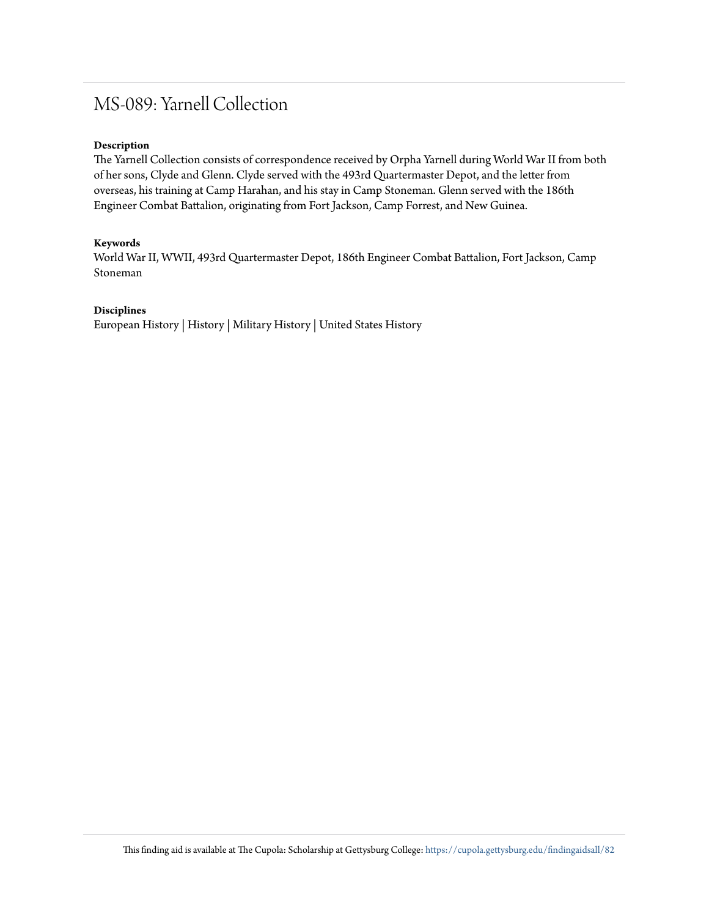# MS-089: Yarnell Collection

**Description**

The Yarnell Collection consists of correspondence received by Orpha Yarnell during World War II from both of her sons, Clyde and Glenn. Clyde served with the 493rd Quartermaster Depot, and the letter from overseas, his training at Camp Harahan, and his stay in Camp Stoneman. Glenn served with the 186th Engineer Combat Battalion, originating from Fort Jackson, Camp Forrest, and New Guinea.

**Keywords**

World War II, WWII, 493rd Quartermaster Depot, 186th Engineer Combat Battalion, Fort Jackson, Camp Stoneman

**Disciplines**

European History | History | Military History | United States History

This finding aid is available at The Cupola: Scholarship at Gettysburg College: https://cupola.gettysburg.edu/findingaidsall/82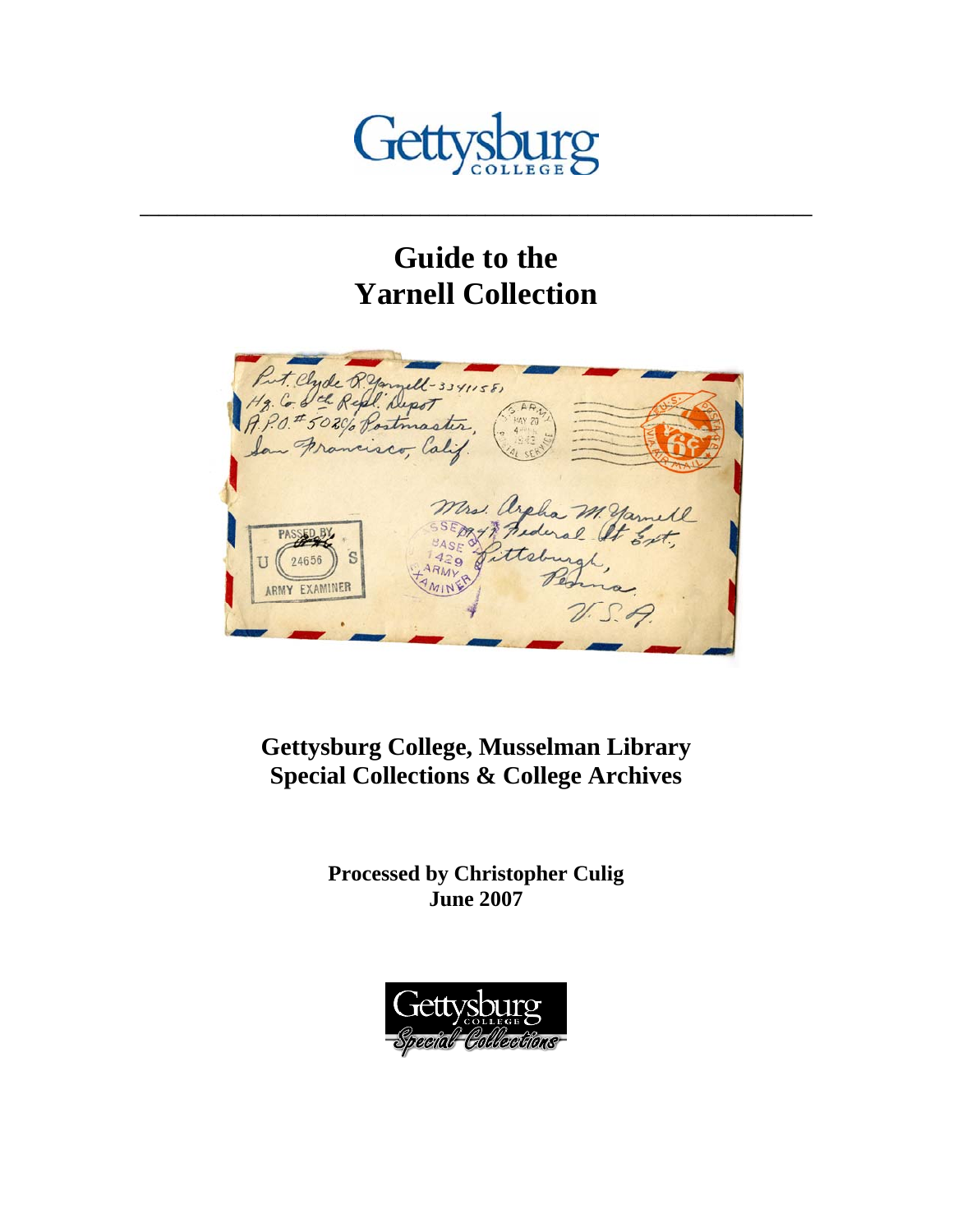# Guide to the Yarnell Collection

**Gettysburg College, Musselman Library**
**Special Collections & College Archives**

**Processed by Christopher Culig**
**June 2007**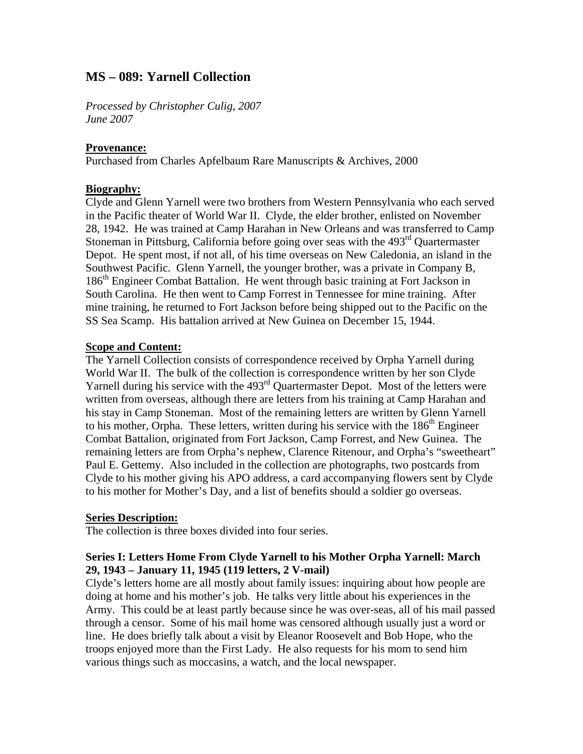# MS – 089: Yarnell Collection

*Processed by Christopher Culig, 2007*
*June 2007*

**Provenance:**
Purchased from Charles Apfelbaum Rare Manuscripts & Archives, 2000

**Biography:**
Clyde and Glenn Yarnell were two brothers from Western Pennsylvania who each served in the Pacific theater of World War II. Clyde, the elder brother, enlisted on November 28, 1942. He was trained at Camp Harahan in New Orleans and was transferred to Camp Stoneman in Pittsburg, California before going over seas with the 493rd Quartermaster Depot. He spent most, if not all, of his time overseas on New Caledonia, an island in the Southwest Pacific. Glenn Yarnell, the younger brother, was a private in Company B, 186th Engineer Combat Battalion. He went through basic training at Fort Jackson in South Carolina. He then went to Camp Forrest in Tennessee for mine training. After mine training, he returned to Fort Jackson before being shipped out to the Pacific on the SS Sea Scamp. His battalion arrived at New Guinea on December 15, 1944.

**Scope and Content:**
The Yarnell Collection consists of correspondence received by Orpha Yarnell during World War II. The bulk of the collection is correspondence written by her son Clyde Yarnell during his service with the 493rd Quartermaster Depot. Most of the letters were written from overseas, although there are letters from his training at Camp Harahan and his stay in Camp Stoneman. Most of the remaining letters are written by Glenn Yarnell to his mother, Orpha. These letters, written during his service with the 186th Engineer Combat Battalion, originated from Fort Jackson, Camp Forrest, and New Guinea. The remaining letters are from Orpha's nephew, Clarence Ritenour, and Orpha's "sweetheart" Paul E. Gettemy. Also included in the collection are photographs, two postcards from Clyde to his mother giving his APO address, a card accompanying flowers sent by Clyde to his mother for Mother's Day, and a list of benefits should a soldier go overseas.

**Series Description:**
The collection is three boxes divided into four series.

### Series I: Letters Home From Clyde Yarnell to his Mother Orpha Yarnell: March 29, 1943 – January 11, 1945 (119 letters, 2 V-mail)

Clyde's letters home are all mostly about family issues: inquiring about how people are doing at home and his mother's job. He talks very little about his experiences in the Army. This could be at least partly because since he was over-seas, all of his mail passed through a censor. Some of his mail home was censored although usually just a word or line. He does briefly talk about a visit by Eleanor Roosevelt and Bob Hope, who the troops enjoyed more than the First Lady. He also requests for his mom to send him various things such as moccasins, a watch, and the local newspaper.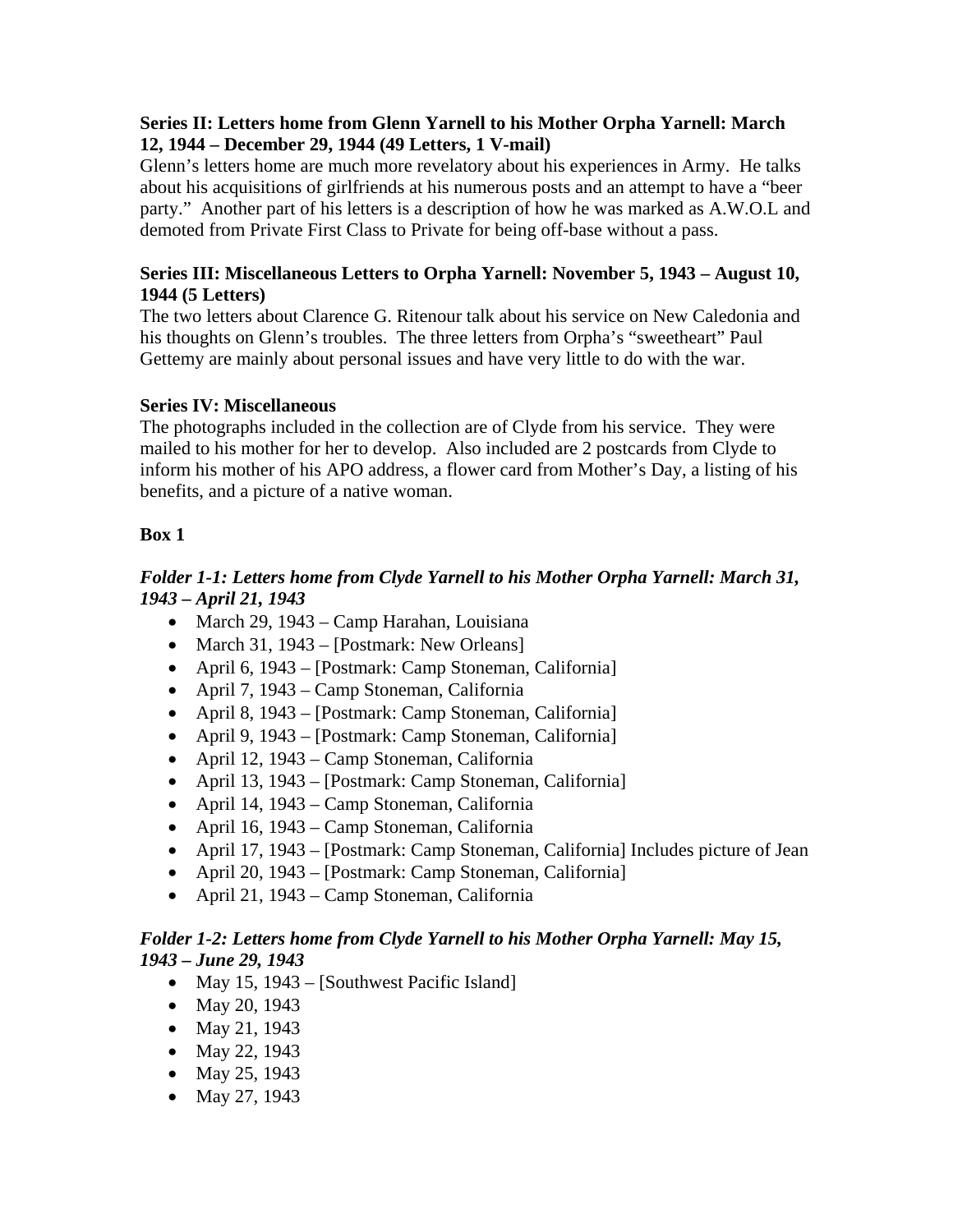**Series II: Letters home from Glenn Yarnell to his Mother Orpha Yarnell: March 12, 1944 – December 29, 1944 (49 Letters, 1 V-mail)**

Glenn's letters home are much more revelatory about his experiences in Army. He talks about his acquisitions of girlfriends at his numerous posts and an attempt to have a "beer party." Another part of his letters is a description of how he was marked as A.W.O.L and demoted from Private First Class to Private for being off-base without a pass.

**Series III: Miscellaneous Letters to Orpha Yarnell: November 5, 1943 – August 10, 1944 (5 Letters)**

The two letters about Clarence G. Ritenour talk about his service on New Caledonia and his thoughts on Glenn's troubles. The three letters from Orpha's "sweetheart" Paul Gettemy are mainly about personal issues and have very little to do with the war.

**Series IV: Miscellaneous**

The photographs included in the collection are of Clyde from his service. They were mailed to his mother for her to develop. Also included are 2 postcards from Clyde to inform his mother of his APO address, a flower card from Mother's Day, a listing of his benefits, and a picture of a native woman.

**Box 1**

***Folder 1-1: Letters home from Clyde Yarnell to his Mother Orpha Yarnell: March 31, 1943 – April 21, 1943***

- March 29, 1943 – Camp Harahan, Louisiana
- March 31, 1943 – [Postmark: New Orleans]
- April 6, 1943 – [Postmark: Camp Stoneman, California]
- April 7, 1943 – Camp Stoneman, California
- April 8, 1943 – [Postmark: Camp Stoneman, California]
- April 9, 1943 – [Postmark: Camp Stoneman, California]
- April 12, 1943 – Camp Stoneman, California
- April 13, 1943 – [Postmark: Camp Stoneman, California]
- April 14, 1943 – Camp Stoneman, California
- April 16, 1943 – Camp Stoneman, California
- April 17, 1943 – [Postmark: Camp Stoneman, California] Includes picture of Jean
- April 20, 1943 – [Postmark: Camp Stoneman, California]
- April 21, 1943 – Camp Stoneman, California

***Folder 1-2: Letters home from Clyde Yarnell to his Mother Orpha Yarnell: May 15, 1943 – June 29, 1943***

- May 15, 1943 – [Southwest Pacific Island]
- May 20, 1943
- May 21, 1943
- May 22, 1943
- May 25, 1943
- May 27, 1943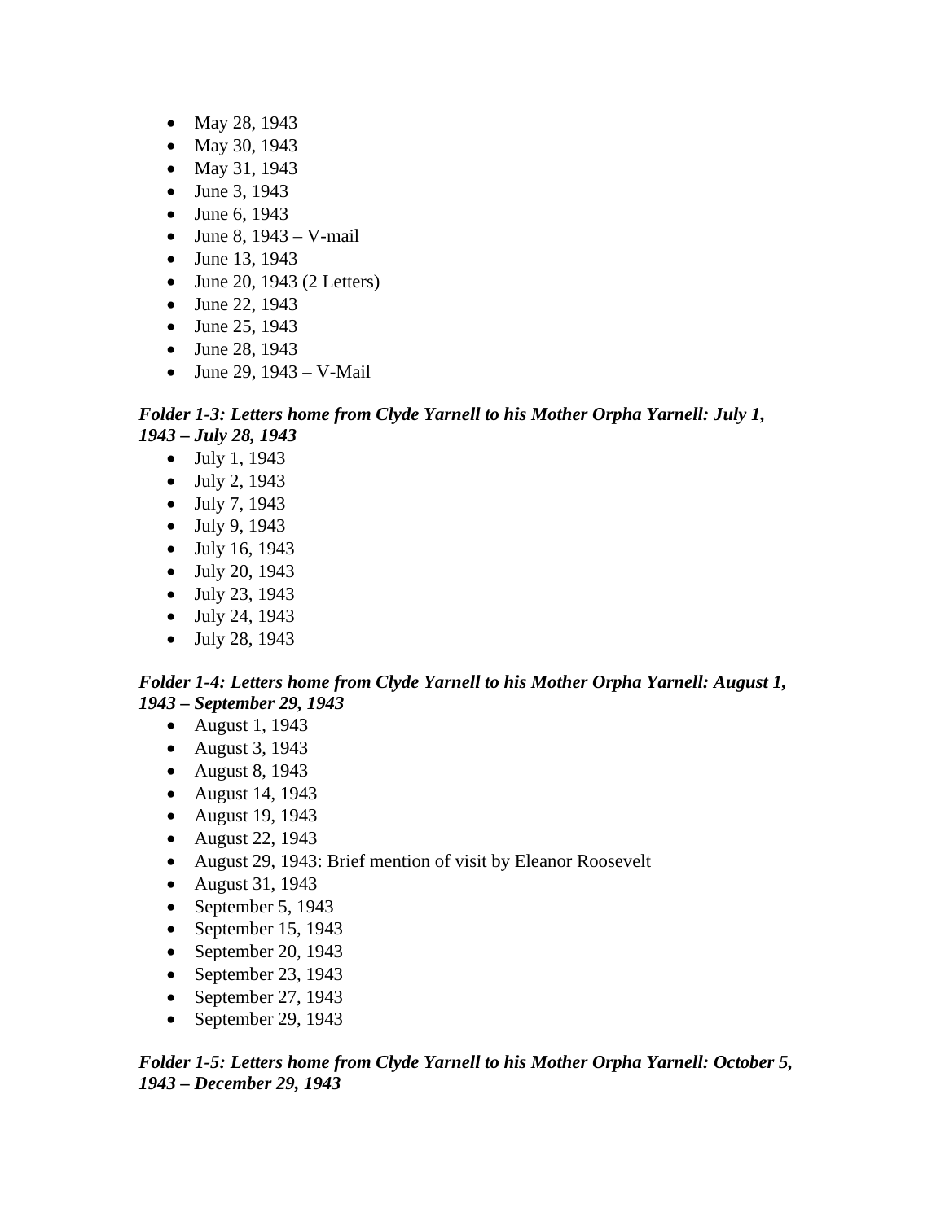- May 28, 1943
- May 30, 1943
- May 31, 1943
- June 3, 1943
- June 6, 1943
- June 8, 1943 – V-mail
- June 13, 1943
- June 20, 1943 (2 Letters)
- June 22, 1943
- June 25, 1943
- June 28, 1943
- June 29, 1943 – V-Mail

***Folder 1-3: Letters home from Clyde Yarnell to his Mother Orpha Yarnell: July 1, 1943 – July 28, 1943***

- July 1, 1943
- July 2, 1943
- July 7, 1943
- July 9, 1943
- July 16, 1943
- July 20, 1943
- July 23, 1943
- July 24, 1943
- July 28, 1943

***Folder 1-4: Letters home from Clyde Yarnell to his Mother Orpha Yarnell: August 1, 1943 – September 29, 1943***

- August 1, 1943
- August 3, 1943
- August 8, 1943
- August 14, 1943
- August 19, 1943
- August 22, 1943
- August 29, 1943: Brief mention of visit by Eleanor Roosevelt
- August 31, 1943
- September 5, 1943
- September 15, 1943
- September 20, 1943
- September 23, 1943
- September 27, 1943
- September 29, 1943

***Folder 1-5: Letters home from Clyde Yarnell to his Mother Orpha Yarnell: October 5, 1943 – December 29, 1943***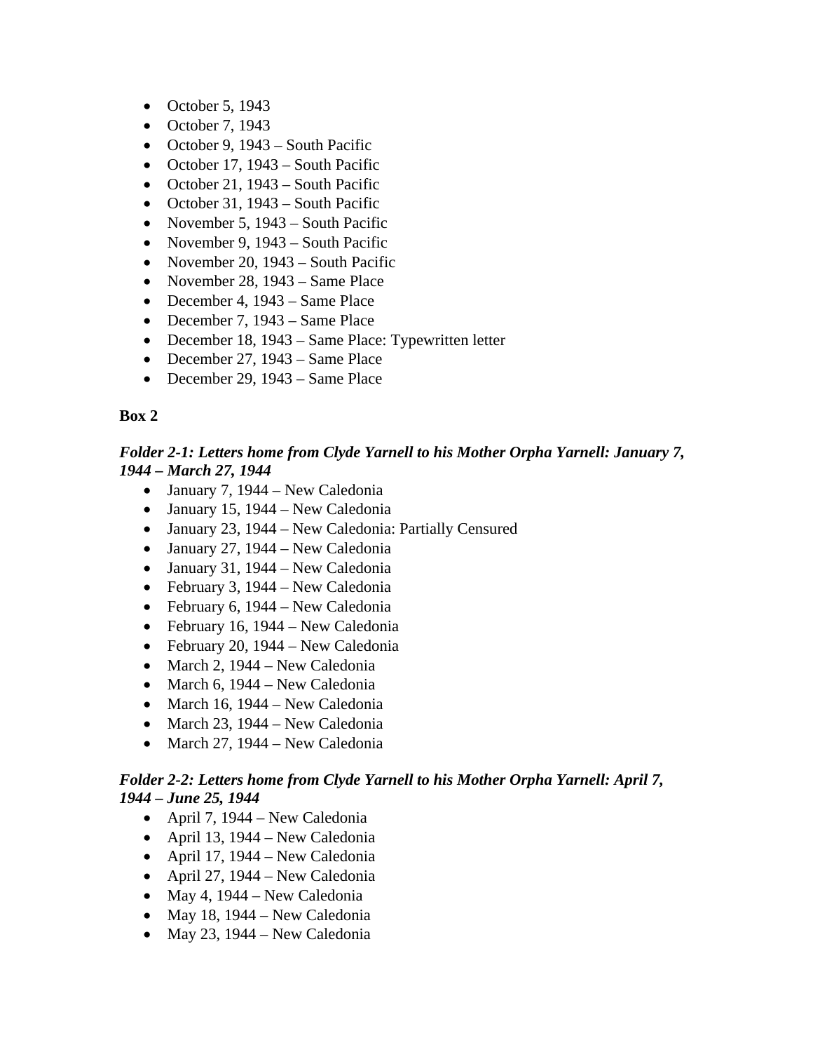- October 5, 1943
- October 7, 1943
- October 9, 1943 – South Pacific
- October 17, 1943 – South Pacific
- October 21, 1943 – South Pacific
- October 31, 1943 – South Pacific
- November 5, 1943 – South Pacific
- November 9, 1943 – South Pacific
- November 20, 1943 – South Pacific
- November 28, 1943 – Same Place
- December 4, 1943 – Same Place
- December 7, 1943 – Same Place
- December 18, 1943 – Same Place: Typewritten letter
- December 27, 1943 – Same Place
- December 29, 1943 – Same Place

**Box 2**

***Folder 2-1: Letters home from Clyde Yarnell to his Mother Orpha Yarnell: January 7, 1944 – March 27, 1944***

- January 7, 1944 – New Caledonia
- January 15, 1944 – New Caledonia
- January 23, 1944 – New Caledonia: Partially Censured
- January 27, 1944 – New Caledonia
- January 31, 1944 – New Caledonia
- February 3, 1944 – New Caledonia
- February 6, 1944 – New Caledonia
- February 16, 1944 – New Caledonia
- February 20, 1944 – New Caledonia
- March 2, 1944 – New Caledonia
- March 6, 1944 – New Caledonia
- March 16, 1944 – New Caledonia
- March 23, 1944 – New Caledonia
- March 27, 1944 – New Caledonia

***Folder 2-2: Letters home from Clyde Yarnell to his Mother Orpha Yarnell: April 7, 1944 – June 25, 1944***

- April 7, 1944 – New Caledonia
- April 13, 1944 – New Caledonia
- April 17, 1944 – New Caledonia
- April 27, 1944 – New Caledonia
- May 4, 1944 – New Caledonia
- May 18, 1944 – New Caledonia
- May 23, 1944 – New Caledonia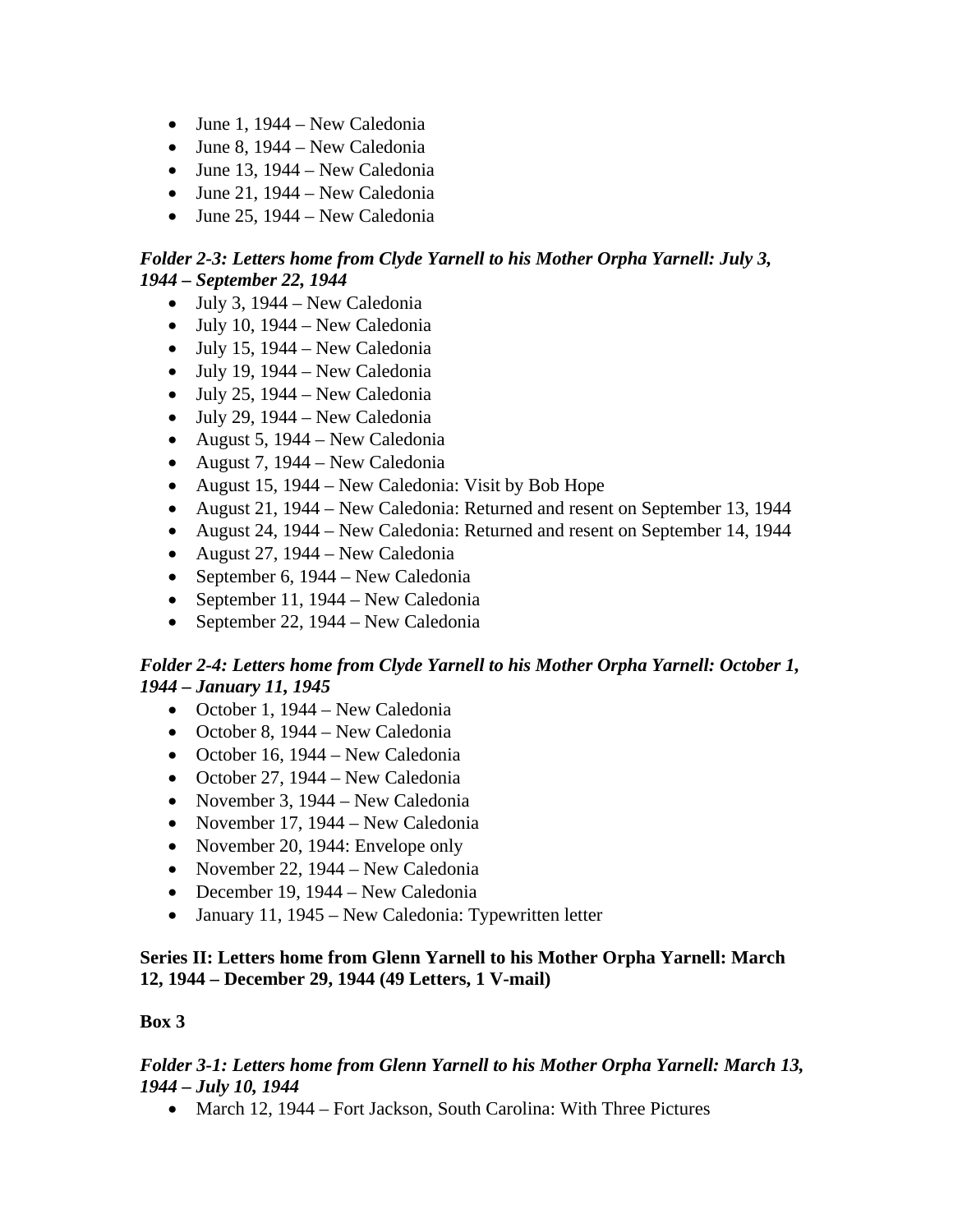- June 1, 1944 – New Caledonia
- June 8, 1944 – New Caledonia
- June 13, 1944 – New Caledonia
- June 21, 1944 – New Caledonia
- June 25, 1944 – New Caledonia

***Folder 2-3: Letters home from Clyde Yarnell to his Mother Orpha Yarnell: July 3, 1944 – September 22, 1944***

- July 3, 1944 – New Caledonia
- July 10, 1944 – New Caledonia
- July 15, 1944 – New Caledonia
- July 19, 1944 – New Caledonia
- July 25, 1944 – New Caledonia
- July 29, 1944 – New Caledonia
- August 5, 1944 – New Caledonia
- August 7, 1944 – New Caledonia
- August 15, 1944 – New Caledonia: Visit by Bob Hope
- August 21, 1944 – New Caledonia: Returned and resent on September 13, 1944
- August 24, 1944 – New Caledonia: Returned and resent on September 14, 1944
- August 27, 1944 – New Caledonia
- September 6, 1944 – New Caledonia
- September 11, 1944 – New Caledonia
- September 22, 1944 – New Caledonia

***Folder 2-4: Letters home from Clyde Yarnell to his Mother Orpha Yarnell: October 1, 1944 – January 11, 1945***

- October 1, 1944 – New Caledonia
- October 8, 1944 – New Caledonia
- October 16, 1944 – New Caledonia
- October 27, 1944 – New Caledonia
- November 3, 1944 – New Caledonia
- November 17, 1944 – New Caledonia
- November 20, 1944: Envelope only
- November 22, 1944 – New Caledonia
- December 19, 1944 – New Caledonia
- January 11, 1945 – New Caledonia: Typewritten letter

**Series II: Letters home from Glenn Yarnell to his Mother Orpha Yarnell: March 12, 1944 – December 29, 1944 (49 Letters, 1 V-mail)**

**Box 3**

***Folder 3-1: Letters home from Glenn Yarnell to his Mother Orpha Yarnell: March 13, 1944 – July 10, 1944***

- March 12, 1944 – Fort Jackson, South Carolina: With Three Pictures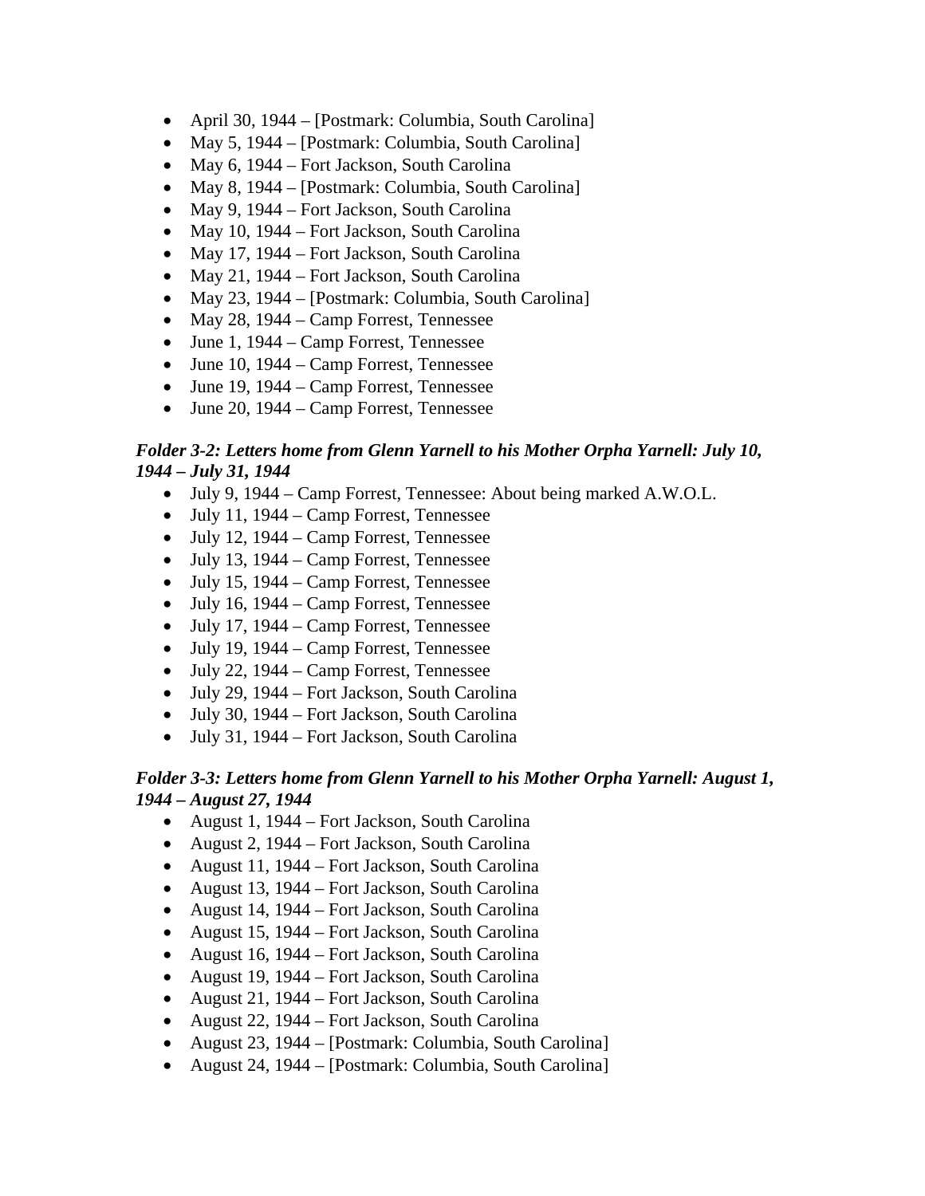- April 30, 1944 – [Postmark: Columbia, South Carolina]
- May 5, 1944 – [Postmark: Columbia, South Carolina]
- May 6, 1944 – Fort Jackson, South Carolina
- May 8, 1944 – [Postmark: Columbia, South Carolina]
- May 9, 1944 – Fort Jackson, South Carolina
- May 10, 1944 – Fort Jackson, South Carolina
- May 17, 1944 – Fort Jackson, South Carolina
- May 21, 1944 – Fort Jackson, South Carolina
- May 23, 1944 – [Postmark: Columbia, South Carolina]
- May 28, 1944 – Camp Forrest, Tennessee
- June 1, 1944 – Camp Forrest, Tennessee
- June 10, 1944 – Camp Forrest, Tennessee
- June 19, 1944 – Camp Forrest, Tennessee
- June 20, 1944 – Camp Forrest, Tennessee

***Folder 3-2: Letters home from Glenn Yarnell to his Mother Orpha Yarnell: July 10, 1944 – July 31, 1944***

- July 9, 1944 – Camp Forrest, Tennessee: About being marked A.W.O.L.
- July 11, 1944 – Camp Forrest, Tennessee
- July 12, 1944 – Camp Forrest, Tennessee
- July 13, 1944 – Camp Forrest, Tennessee
- July 15, 1944 – Camp Forrest, Tennessee
- July 16, 1944 – Camp Forrest, Tennessee
- July 17, 1944 – Camp Forrest, Tennessee
- July 19, 1944 – Camp Forrest, Tennessee
- July 22, 1944 – Camp Forrest, Tennessee
- July 29, 1944 – Fort Jackson, South Carolina
- July 30, 1944 – Fort Jackson, South Carolina
- July 31, 1944 – Fort Jackson, South Carolina

***Folder 3-3: Letters home from Glenn Yarnell to his Mother Orpha Yarnell: August 1, 1944 – August 27, 1944***

- August 1, 1944 – Fort Jackson, South Carolina
- August 2, 1944 – Fort Jackson, South Carolina
- August 11, 1944 – Fort Jackson, South Carolina
- August 13, 1944 – Fort Jackson, South Carolina
- August 14, 1944 – Fort Jackson, South Carolina
- August 15, 1944 – Fort Jackson, South Carolina
- August 16, 1944 – Fort Jackson, South Carolina
- August 19, 1944 – Fort Jackson, South Carolina
- August 21, 1944 – Fort Jackson, South Carolina
- August 22, 1944 – Fort Jackson, South Carolina
- August 23, 1944 – [Postmark: Columbia, South Carolina]
- August 24, 1944 – [Postmark: Columbia, South Carolina]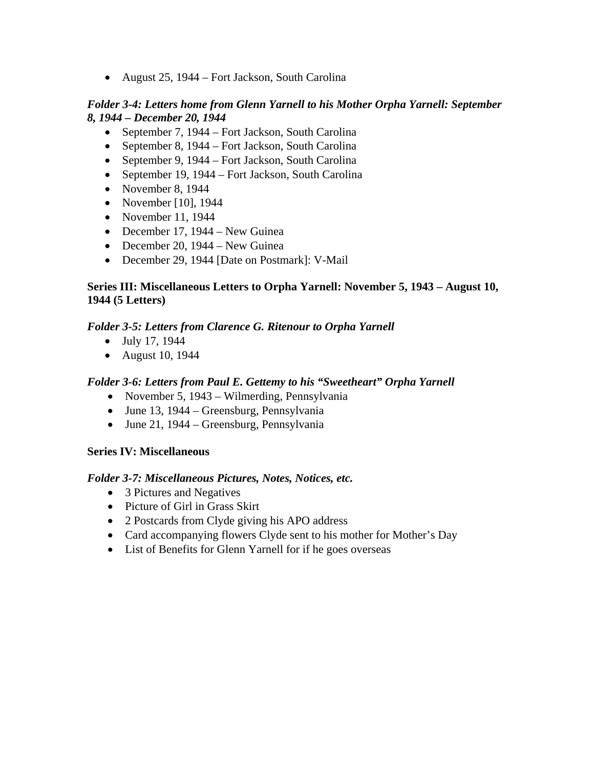- August 25, 1944 – Fort Jackson, South Carolina

***Folder 3-4: Letters home from Glenn Yarnell to his Mother Orpha Yarnell: September 8, 1944 – December 20, 1944***

- September 7, 1944 – Fort Jackson, South Carolina
- September 8, 1944 – Fort Jackson, South Carolina
- September 9, 1944 – Fort Jackson, South Carolina
- September 19, 1944 – Fort Jackson, South Carolina
- November 8, 1944
- November [10], 1944
- November 11, 1944
- December 17, 1944 – New Guinea
- December 20, 1944 – New Guinea
- December 29, 1944 [Date on Postmark]: V-Mail

**Series III: Miscellaneous Letters to Orpha Yarnell: November 5, 1943 – August 10, 1944 (5 Letters)**

***Folder 3-5: Letters from Clarence G. Ritenour to Orpha Yarnell***

- July 17, 1944
- August 10, 1944

***Folder 3-6: Letters from Paul E. Gettemy to his "Sweetheart" Orpha Yarnell***

- November 5, 1943 – Wilmerding, Pennsylvania
- June 13, 1944 – Greensburg, Pennsylvania
- June 21, 1944 – Greensburg, Pennsylvania

**Series IV: Miscellaneous**

***Folder 3-7: Miscellaneous Pictures, Notes, Notices, etc.***

- 3 Pictures and Negatives
- Picture of Girl in Grass Skirt
- 2 Postcards from Clyde giving his APO address
- Card accompanying flowers Clyde sent to his mother for Mother's Day
- List of Benefits for Glenn Yarnell for if he goes overseas